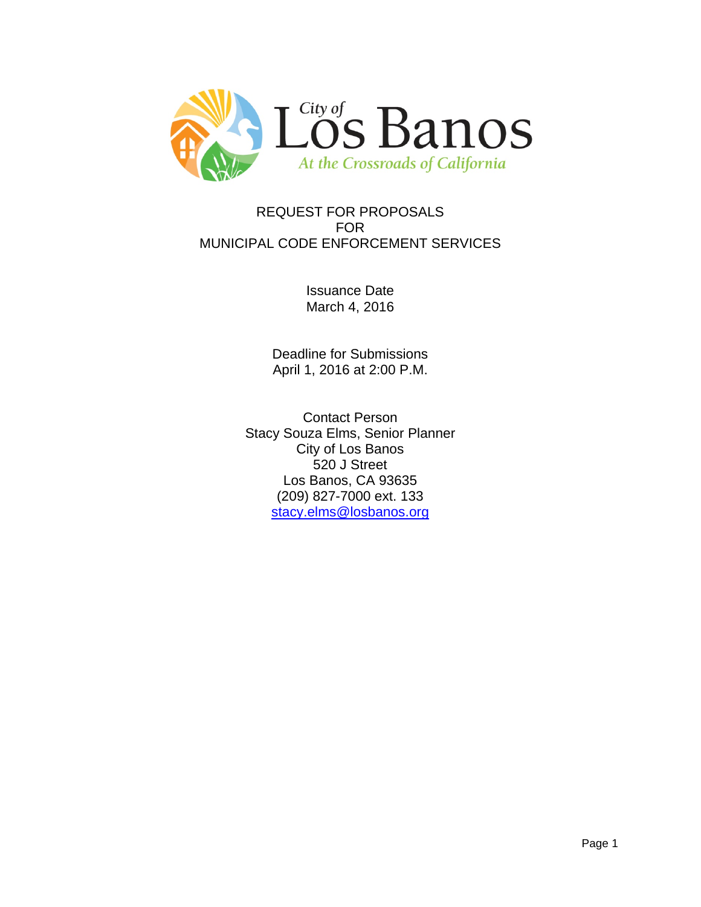City of Los Banos

*At the Crossroads of California*

# REQUEST FOR PROPOSALS
# FOR
# MUNICIPAL CODE ENFORCEMENT SERVICES

Issuance Date
March 4, 2016

Deadline for Submissions
April 1, 2016 at 2:00 P.M.

Contact Person
Stacy Souza Elms, Senior Planner
City of Los Banos
520 J Street
Los Banos, CA 93635
(209) 827-7000 ext. 133
stacy.elms@losbanos.org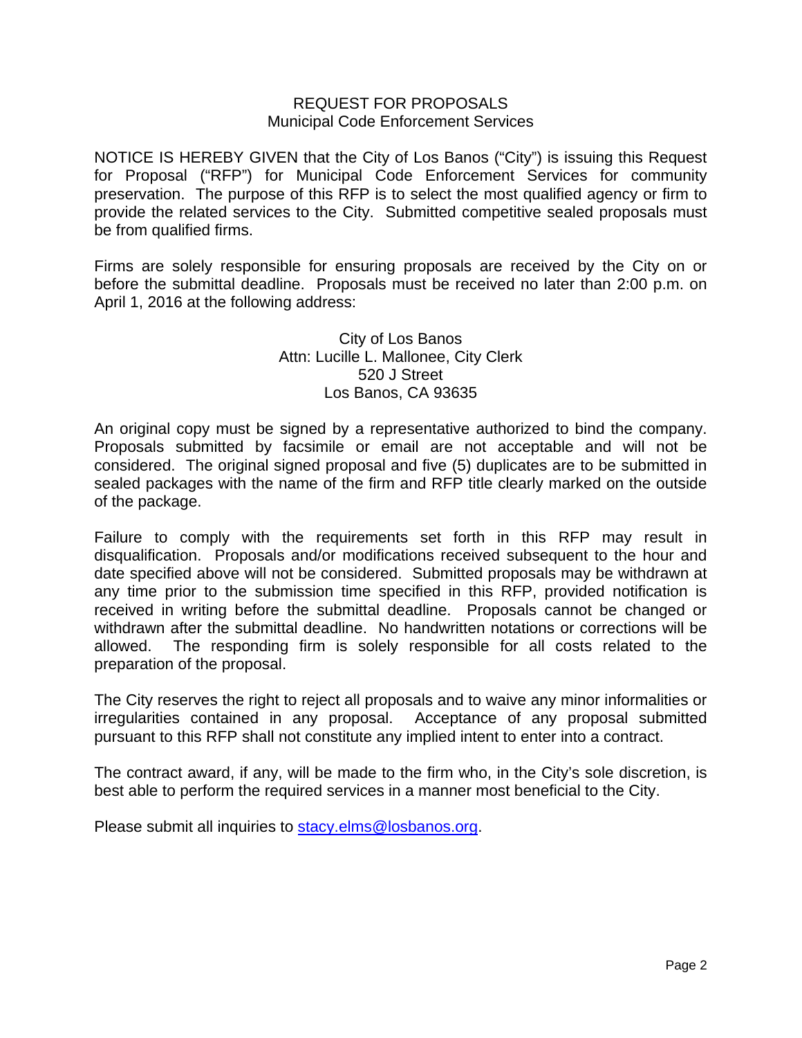# REQUEST FOR PROPOSALS
## Municipal Code Enforcement Services

NOTICE IS HEREBY GIVEN that the City of Los Banos ("City") is issuing this Request for Proposal ("RFP") for Municipal Code Enforcement Services for community preservation. The purpose of this RFP is to select the most qualified agency or firm to provide the related services to the City. Submitted competitive sealed proposals must be from qualified firms.

Firms are solely responsible for ensuring proposals are received by the City on or before the submittal deadline. Proposals must be received no later than 2:00 p.m. on April 1, 2016 at the following address:

City of Los Banos
Attn: Lucille L. Mallonee, City Clerk
520 J Street
Los Banos, CA 93635

An original copy must be signed by a representative authorized to bind the company. Proposals submitted by facsimile or email are not acceptable and will not be considered. The original signed proposal and five (5) duplicates are to be submitted in sealed packages with the name of the firm and RFP title clearly marked on the outside of the package.

Failure to comply with the requirements set forth in this RFP may result in disqualification. Proposals and/or modifications received subsequent to the hour and date specified above will not be considered. Submitted proposals may be withdrawn at any time prior to the submission time specified in this RFP, provided notification is received in writing before the submittal deadline. Proposals cannot be changed or withdrawn after the submittal deadline. No handwritten notations or corrections will be allowed. The responding firm is solely responsible for all costs related to the preparation of the proposal.

The City reserves the right to reject all proposals and to waive any minor informalities or irregularities contained in any proposal. Acceptance of any proposal submitted pursuant to this RFP shall not constitute any implied intent to enter into a contract.

The contract award, if any, will be made to the firm who, in the City's sole discretion, is best able to perform the required services in a manner most beneficial to the City.

Please submit all inquiries to stacy.elms@losbanos.org.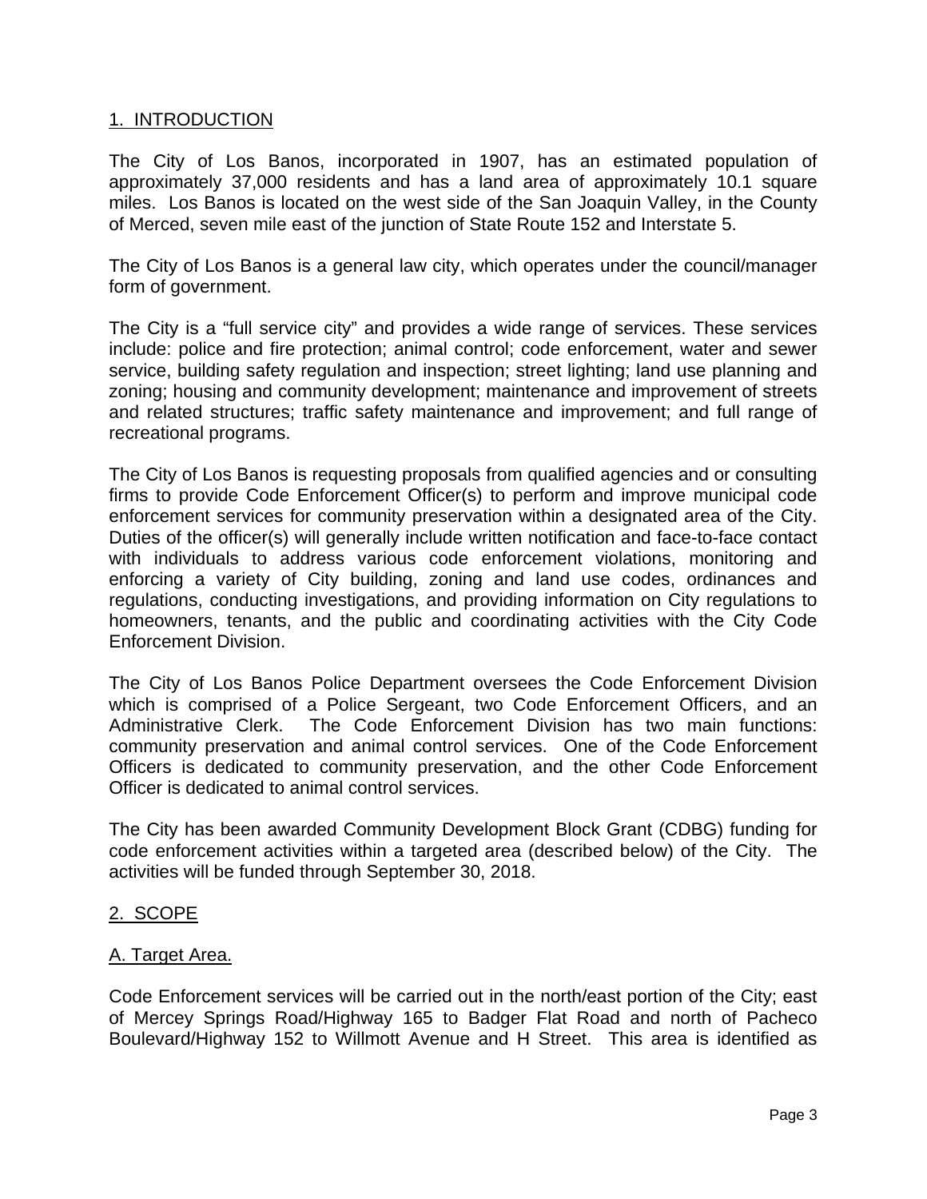## 1. INTRODUCTION

The City of Los Banos, incorporated in 1907, has an estimated population of approximately 37,000 residents and has a land area of approximately 10.1 square miles. Los Banos is located on the west side of the San Joaquin Valley, in the County of Merced, seven mile east of the junction of State Route 152 and Interstate 5.

The City of Los Banos is a general law city, which operates under the council/manager form of government.

The City is a "full service city" and provides a wide range of services. These services include: police and fire protection; animal control; code enforcement, water and sewer service, building safety regulation and inspection; street lighting; land use planning and zoning; housing and community development; maintenance and improvement of streets and related structures; traffic safety maintenance and improvement; and full range of recreational programs.

The City of Los Banos is requesting proposals from qualified agencies and or consulting firms to provide Code Enforcement Officer(s) to perform and improve municipal code enforcement services for community preservation within a designated area of the City. Duties of the officer(s) will generally include written notification and face-to-face contact with individuals to address various code enforcement violations, monitoring and enforcing a variety of City building, zoning and land use codes, ordinances and regulations, conducting investigations, and providing information on City regulations to homeowners, tenants, and the public and coordinating activities with the City Code Enforcement Division.

The City of Los Banos Police Department oversees the Code Enforcement Division which is comprised of a Police Sergeant, two Code Enforcement Officers, and an Administrative Clerk. The Code Enforcement Division has two main functions: community preservation and animal control services. One of the Code Enforcement Officers is dedicated to community preservation, and the other Code Enforcement Officer is dedicated to animal control services.

The City has been awarded Community Development Block Grant (CDBG) funding for code enforcement activities within a targeted area (described below) of the City. The activities will be funded through September 30, 2018.

## 2. SCOPE

### A. Target Area.

Code Enforcement services will be carried out in the north/east portion of the City; east of Mercey Springs Road/Highway 165 to Badger Flat Road and north of Pacheco Boulevard/Highway 152 to Willmott Avenue and H Street. This area is identified as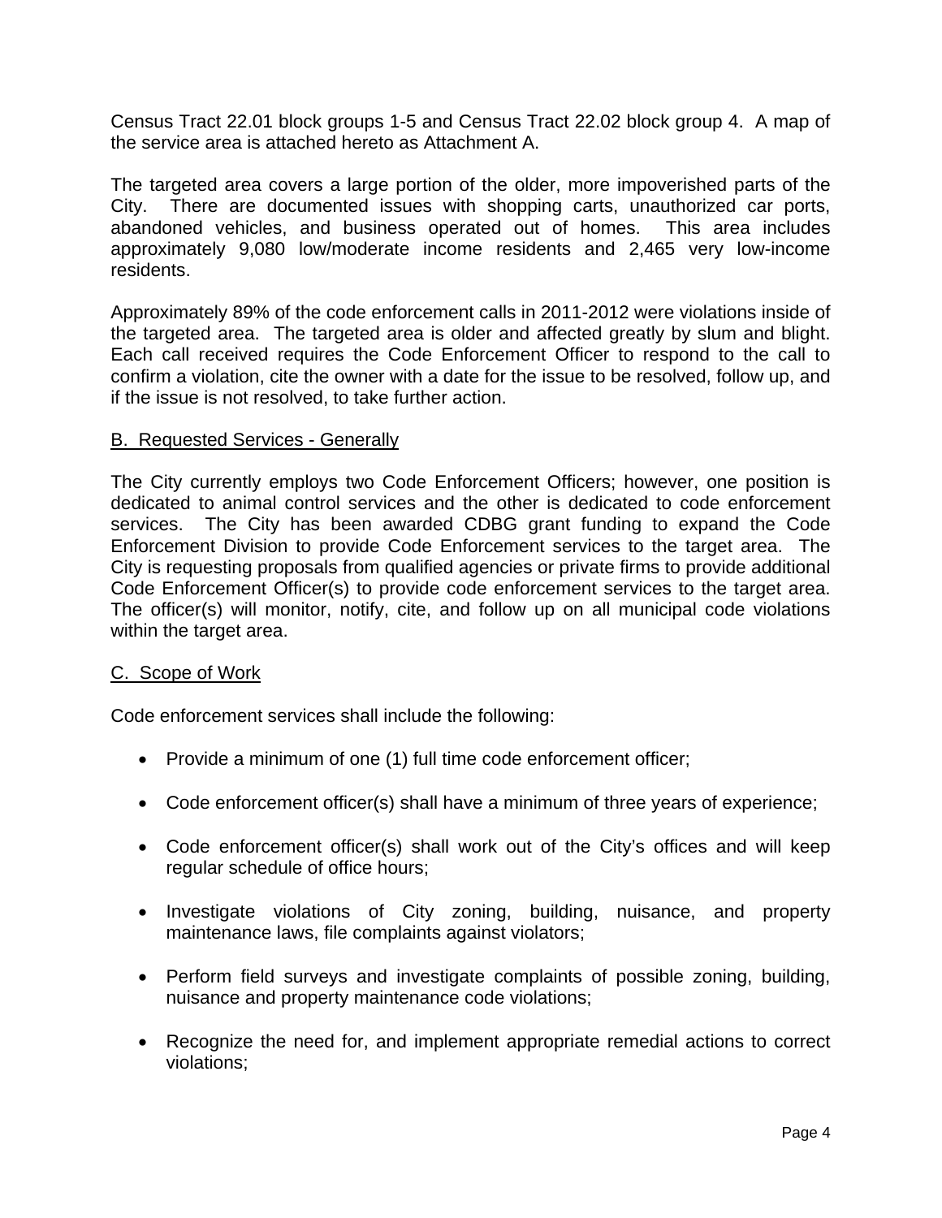Census Tract 22.01 block groups 1-5 and Census Tract 22.02 block group 4. A map of the service area is attached hereto as Attachment A.

The targeted area covers a large portion of the older, more impoverished parts of the City. There are documented issues with shopping carts, unauthorized car ports, abandoned vehicles, and business operated out of homes. This area includes approximately 9,080 low/moderate income residents and 2,465 very low-income residents.

Approximately 89% of the code enforcement calls in 2011-2012 were violations inside of the targeted area. The targeted area is older and affected greatly by slum and blight. Each call received requires the Code Enforcement Officer to respond to the call to confirm a violation, cite the owner with a date for the issue to be resolved, follow up, and if the issue is not resolved, to take further action.

## B. Requested Services - Generally

The City currently employs two Code Enforcement Officers; however, one position is dedicated to animal control services and the other is dedicated to code enforcement services. The City has been awarded CDBG grant funding to expand the Code Enforcement Division to provide Code Enforcement services to the target area. The City is requesting proposals from qualified agencies or private firms to provide additional Code Enforcement Officer(s) to provide code enforcement services to the target area. The officer(s) will monitor, notify, cite, and follow up on all municipal code violations within the target area.

## C. Scope of Work

Code enforcement services shall include the following:

- Provide a minimum of one (1) full time code enforcement officer;
- Code enforcement officer(s) shall have a minimum of three years of experience;
- Code enforcement officer(s) shall work out of the City's offices and will keep regular schedule of office hours;
- Investigate violations of City zoning, building, nuisance, and property maintenance laws, file complaints against violators;
- Perform field surveys and investigate complaints of possible zoning, building, nuisance and property maintenance code violations;
- Recognize the need for, and implement appropriate remedial actions to correct violations;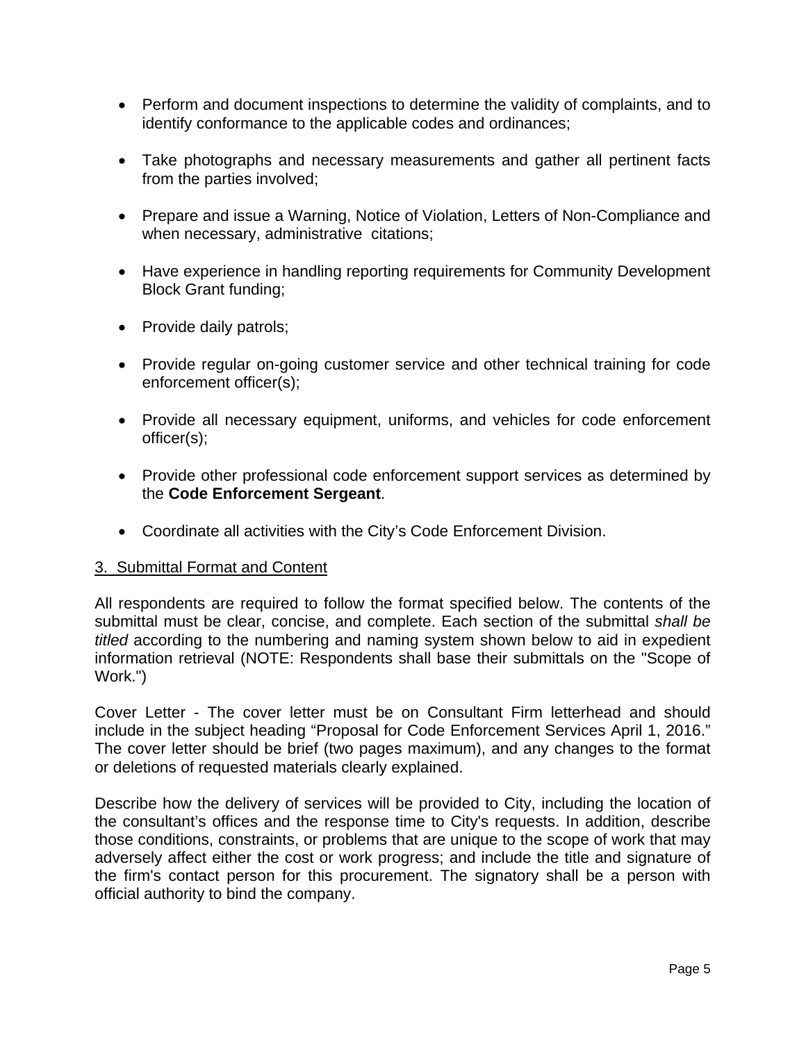- Perform and document inspections to determine the validity of complaints, and to identify conformance to the applicable codes and ordinances;

- Take photographs and necessary measurements and gather all pertinent facts from the parties involved;

- Prepare and issue a Warning, Notice of Violation, Letters of Non-Compliance and when necessary, administrative citations;

- Have experience in handling reporting requirements for Community Development Block Grant funding;

- Provide daily patrols;

- Provide regular on-going customer service and other technical training for code enforcement officer(s);

- Provide all necessary equipment, uniforms, and vehicles for code enforcement officer(s);

- Provide other professional code enforcement support services as determined by the **Code Enforcement Sergeant**.

- Coordinate all activities with the City's Code Enforcement Division.

## 3. Submittal Format and Content

All respondents are required to follow the format specified below. The contents of the submittal must be clear, concise, and complete. Each section of the submittal *shall be titled* according to the numbering and naming system shown below to aid in expedient information retrieval (NOTE: Respondents shall base their submittals on the "Scope of Work.")

Cover Letter - The cover letter must be on Consultant Firm letterhead and should include in the subject heading "Proposal for Code Enforcement Services April 1, 2016." The cover letter should be brief (two pages maximum), and any changes to the format or deletions of requested materials clearly explained.

Describe how the delivery of services will be provided to City, including the location of the consultant's offices and the response time to City's requests. In addition, describe those conditions, constraints, or problems that are unique to the scope of work that may adversely affect either the cost or work progress; and include the title and signature of the firm's contact person for this procurement. The signatory shall be a person with official authority to bind the company.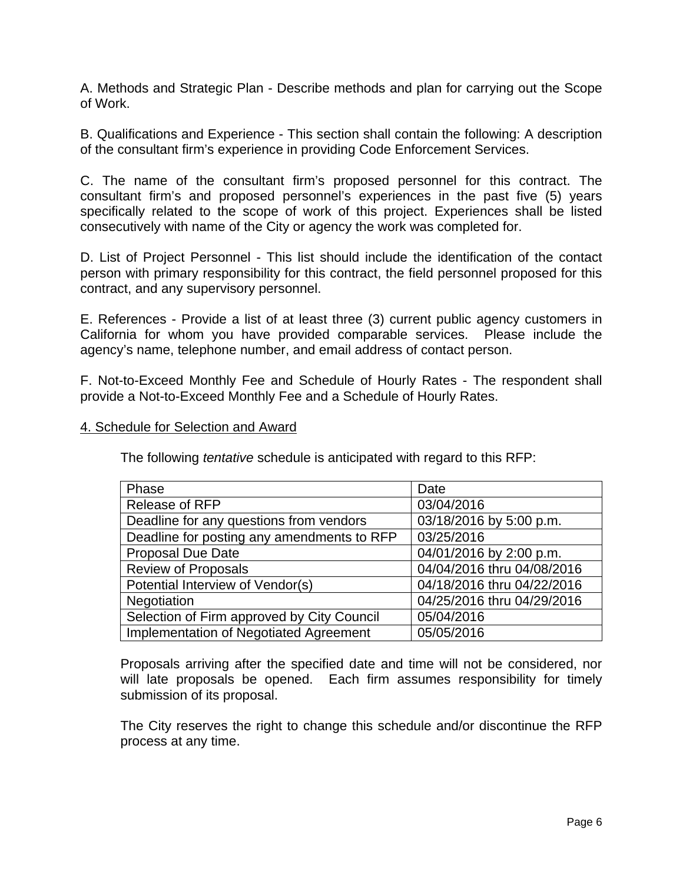A. Methods and Strategic Plan - Describe methods and plan for carrying out the Scope of Work.

B. Qualifications and Experience - This section shall contain the following: A description of the consultant firm's experience in providing Code Enforcement Services.

C. The name of the consultant firm's proposed personnel for this contract. The consultant firm's and proposed personnel's experiences in the past five (5) years specifically related to the scope of work of this project. Experiences shall be listed consecutively with name of the City or agency the work was completed for.

D. List of Project Personnel - This list should include the identification of the contact person with primary responsibility for this contract, the field personnel proposed for this contract, and any supervisory personnel.

E. References - Provide a list of at least three (3) current public agency customers in California for whom you have provided comparable services. Please include the agency's name, telephone number, and email address of contact person.

F. Not-to-Exceed Monthly Fee and Schedule of Hourly Rates - The respondent shall provide a Not-to-Exceed Monthly Fee and a Schedule of Hourly Rates.

<u>4. Schedule for Selection and Award</u>

The following *tentative* schedule is anticipated with regard to this RFP:

| Phase | Date |
|---|---|
| Release of RFP | 03/04/2016 |
| Deadline for any questions from vendors | 03/18/2016 by 5:00 p.m. |
| Deadline for posting any amendments to RFP | 03/25/2016 |
| Proposal Due Date | 04/01/2016 by 2:00 p.m. |
| Review of Proposals | 04/04/2016 thru 04/08/2016 |
| Potential Interview of Vendor(s) | 04/18/2016 thru 04/22/2016 |
| Negotiation | 04/25/2016 thru 04/29/2016 |
| Selection of Firm approved by City Council | 05/04/2016 |
| Implementation of Negotiated Agreement | 05/05/2016 |

Proposals arriving after the specified date and time will not be considered, nor will late proposals be opened. Each firm assumes responsibility for timely submission of its proposal.

The City reserves the right to change this schedule and/or discontinue the RFP process at any time.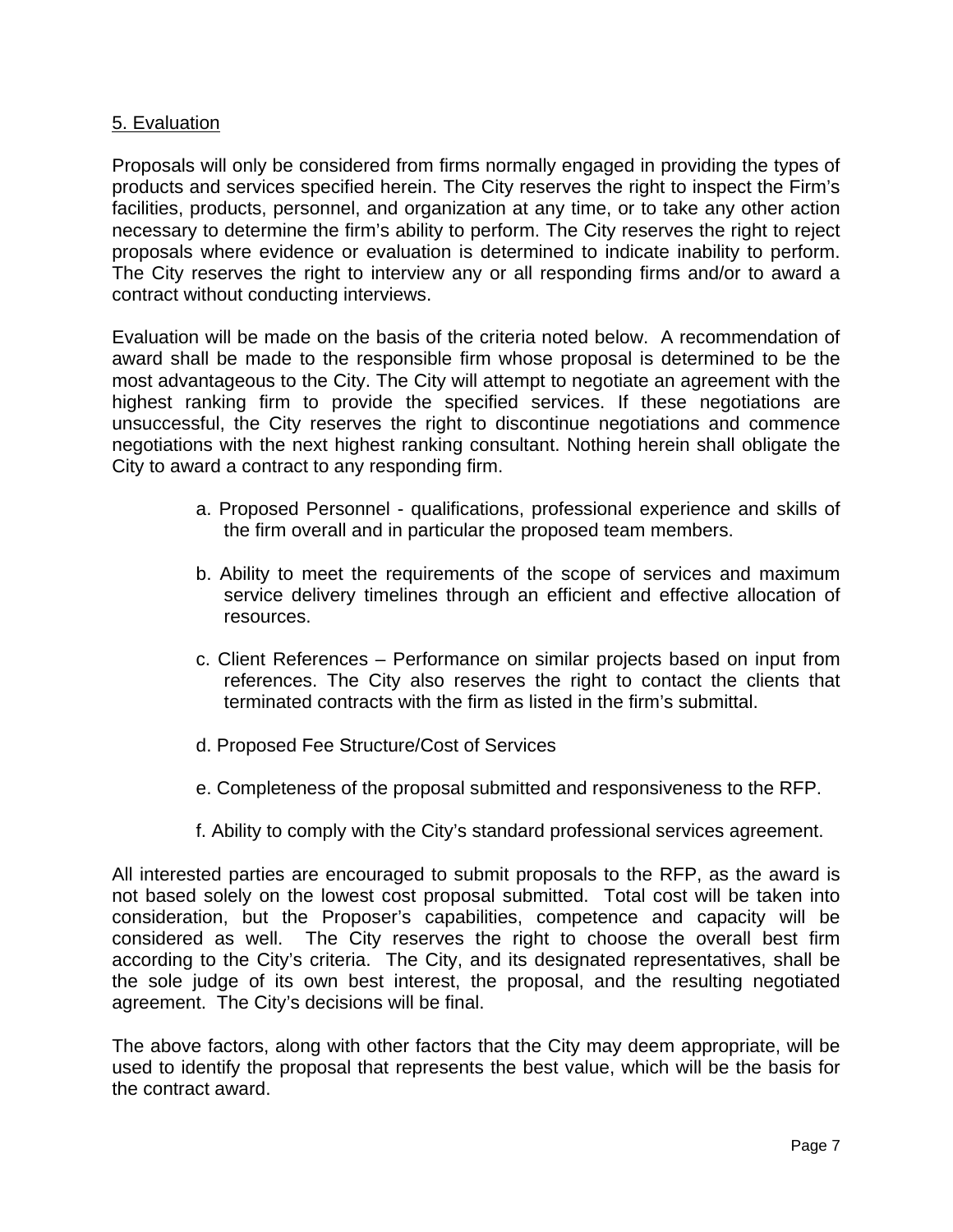## 5. Evaluation

Proposals will only be considered from firms normally engaged in providing the types of products and services specified herein. The City reserves the right to inspect the Firm's facilities, products, personnel, and organization at any time, or to take any other action necessary to determine the firm's ability to perform. The City reserves the right to reject proposals where evidence or evaluation is determined to indicate inability to perform. The City reserves the right to interview any or all responding firms and/or to award a contract without conducting interviews.

Evaluation will be made on the basis of the criteria noted below. A recommendation of award shall be made to the responsible firm whose proposal is determined to be the most advantageous to the City. The City will attempt to negotiate an agreement with the highest ranking firm to provide the specified services. If these negotiations are unsuccessful, the City reserves the right to discontinue negotiations and commence negotiations with the next highest ranking consultant. Nothing herein shall obligate the City to award a contract to any responding firm.

a. Proposed Personnel - qualifications, professional experience and skills of the firm overall and in particular the proposed team members.

b. Ability to meet the requirements of the scope of services and maximum service delivery timelines through an efficient and effective allocation of resources.

c. Client References – Performance on similar projects based on input from references. The City also reserves the right to contact the clients that terminated contracts with the firm as listed in the firm's submittal.

d. Proposed Fee Structure/Cost of Services

e. Completeness of the proposal submitted and responsiveness to the RFP.

f. Ability to comply with the City's standard professional services agreement.

All interested parties are encouraged to submit proposals to the RFP, as the award is not based solely on the lowest cost proposal submitted. Total cost will be taken into consideration, but the Proposer's capabilities, competence and capacity will be considered as well. The City reserves the right to choose the overall best firm according to the City's criteria. The City, and its designated representatives, shall be the sole judge of its own best interest, the proposal, and the resulting negotiated agreement. The City's decisions will be final.

The above factors, along with other factors that the City may deem appropriate, will be used to identify the proposal that represents the best value, which will be the basis for the contract award.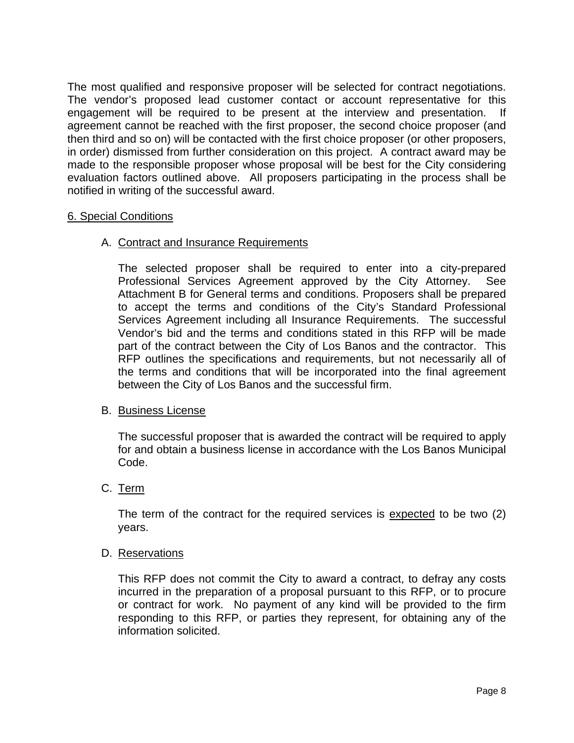The most qualified and responsive proposer will be selected for contract negotiations. The vendor's proposed lead customer contact or account representative for this engagement will be required to be present at the interview and presentation. If agreement cannot be reached with the first proposer, the second choice proposer (and then third and so on) will be contacted with the first choice proposer (or other proposers, in order) dismissed from further consideration on this project. A contract award may be made to the responsible proposer whose proposal will be best for the City considering evaluation factors outlined above. All proposers participating in the process shall be notified in writing of the successful award.

## 6. Special Conditions

### A. Contract and Insurance Requirements

The selected proposer shall be required to enter into a city-prepared Professional Services Agreement approved by the City Attorney. See Attachment B for General terms and conditions. Proposers shall be prepared to accept the terms and conditions of the City's Standard Professional Services Agreement including all Insurance Requirements. The successful Vendor's bid and the terms and conditions stated in this RFP will be made part of the contract between the City of Los Banos and the contractor. This RFP outlines the specifications and requirements, but not necessarily all of the terms and conditions that will be incorporated into the final agreement between the City of Los Banos and the successful firm.

### B. Business License

The successful proposer that is awarded the contract will be required to apply for and obtain a business license in accordance with the Los Banos Municipal Code.

### C. Term

The term of the contract for the required services is expected to be two (2) years.

### D. Reservations

This RFP does not commit the City to award a contract, to defray any costs incurred in the preparation of a proposal pursuant to this RFP, or to procure or contract for work. No payment of any kind will be provided to the firm responding to this RFP, or parties they represent, for obtaining any of the information solicited.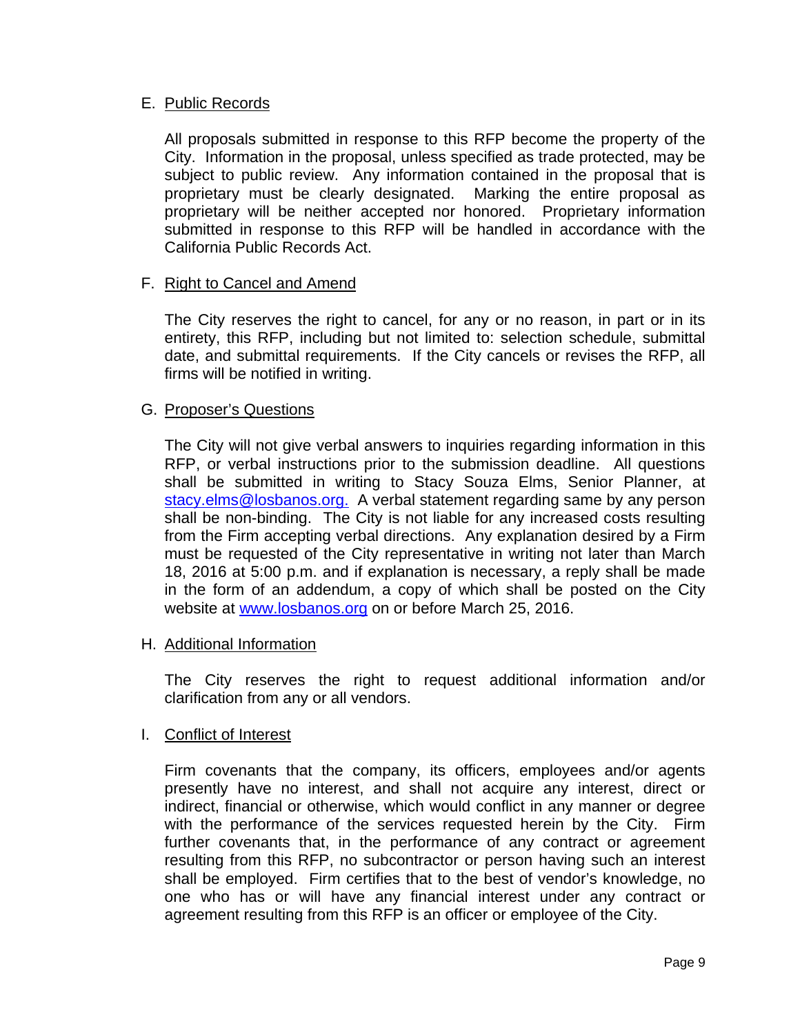E. Public Records

All proposals submitted in response to this RFP become the property of the City. Information in the proposal, unless specified as trade protected, may be subject to public review. Any information contained in the proposal that is proprietary must be clearly designated. Marking the entire proposal as proprietary will be neither accepted nor honored. Proprietary information submitted in response to this RFP will be handled in accordance with the California Public Records Act.

F. Right to Cancel and Amend

The City reserves the right to cancel, for any or no reason, in part or in its entirety, this RFP, including but not limited to: selection schedule, submittal date, and submittal requirements. If the City cancels or revises the RFP, all firms will be notified in writing.

G. Proposer's Questions

The City will not give verbal answers to inquiries regarding information in this RFP, or verbal instructions prior to the submission deadline. All questions shall be submitted in writing to Stacy Souza Elms, Senior Planner, at stacy.elms@losbanos.org. A verbal statement regarding same by any person shall be non-binding. The City is not liable for any increased costs resulting from the Firm accepting verbal directions. Any explanation desired by a Firm must be requested of the City representative in writing not later than March 18, 2016 at 5:00 p.m. and if explanation is necessary, a reply shall be made in the form of an addendum, a copy of which shall be posted on the City website at www.losbanos.org on or before March 25, 2016.

H. Additional Information

The City reserves the right to request additional information and/or clarification from any or all vendors.

I. Conflict of Interest

Firm covenants that the company, its officers, employees and/or agents presently have no interest, and shall not acquire any interest, direct or indirect, financial or otherwise, which would conflict in any manner or degree with the performance of the services requested herein by the City. Firm further covenants that, in the performance of any contract or agreement resulting from this RFP, no subcontractor or person having such an interest shall be employed. Firm certifies that to the best of vendor's knowledge, no one who has or will have any financial interest under any contract or agreement resulting from this RFP is an officer or employee of the City.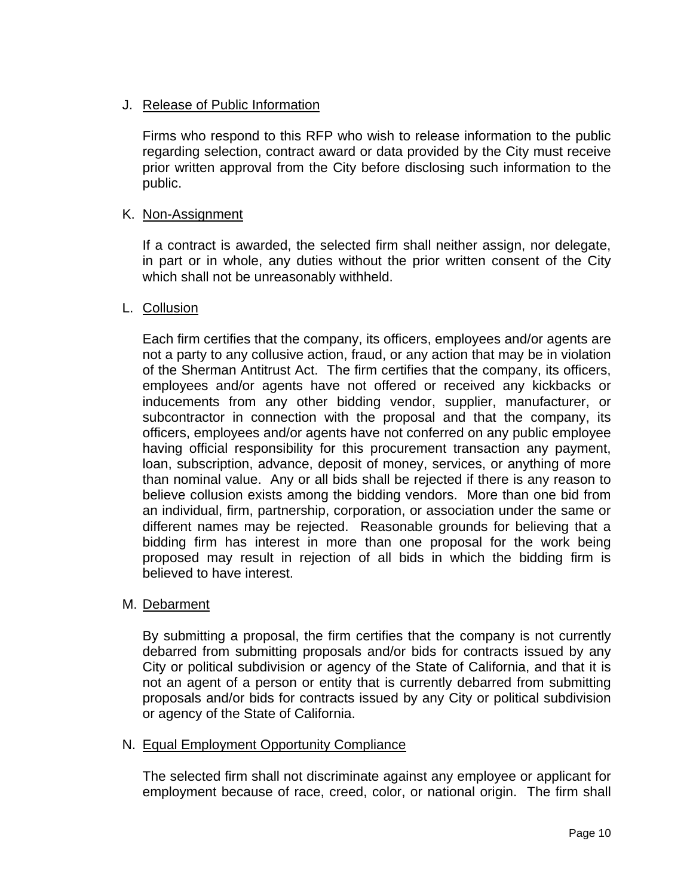J. Release of Public Information

Firms who respond to this RFP who wish to release information to the public regarding selection, contract award or data provided by the City must receive prior written approval from the City before disclosing such information to the public.

K. Non-Assignment

If a contract is awarded, the selected firm shall neither assign, nor delegate, in part or in whole, any duties without the prior written consent of the City which shall not be unreasonably withheld.

L. Collusion

Each firm certifies that the company, its officers, employees and/or agents are not a party to any collusive action, fraud, or any action that may be in violation of the Sherman Antitrust Act. The firm certifies that the company, its officers, employees and/or agents have not offered or received any kickbacks or inducements from any other bidding vendor, supplier, manufacturer, or subcontractor in connection with the proposal and that the company, its officers, employees and/or agents have not conferred on any public employee having official responsibility for this procurement transaction any payment, loan, subscription, advance, deposit of money, services, or anything of more than nominal value. Any or all bids shall be rejected if there is any reason to believe collusion exists among the bidding vendors. More than one bid from an individual, firm, partnership, corporation, or association under the same or different names may be rejected. Reasonable grounds for believing that a bidding firm has interest in more than one proposal for the work being proposed may result in rejection of all bids in which the bidding firm is believed to have interest.

M. Debarment

By submitting a proposal, the firm certifies that the company is not currently debarred from submitting proposals and/or bids for contracts issued by any City or political subdivision or agency of the State of California, and that it is not an agent of a person or entity that is currently debarred from submitting proposals and/or bids for contracts issued by any City or political subdivision or agency of the State of California.

N. Equal Employment Opportunity Compliance

The selected firm shall not discriminate against any employee or applicant for employment because of race, creed, color, or national origin. The firm shall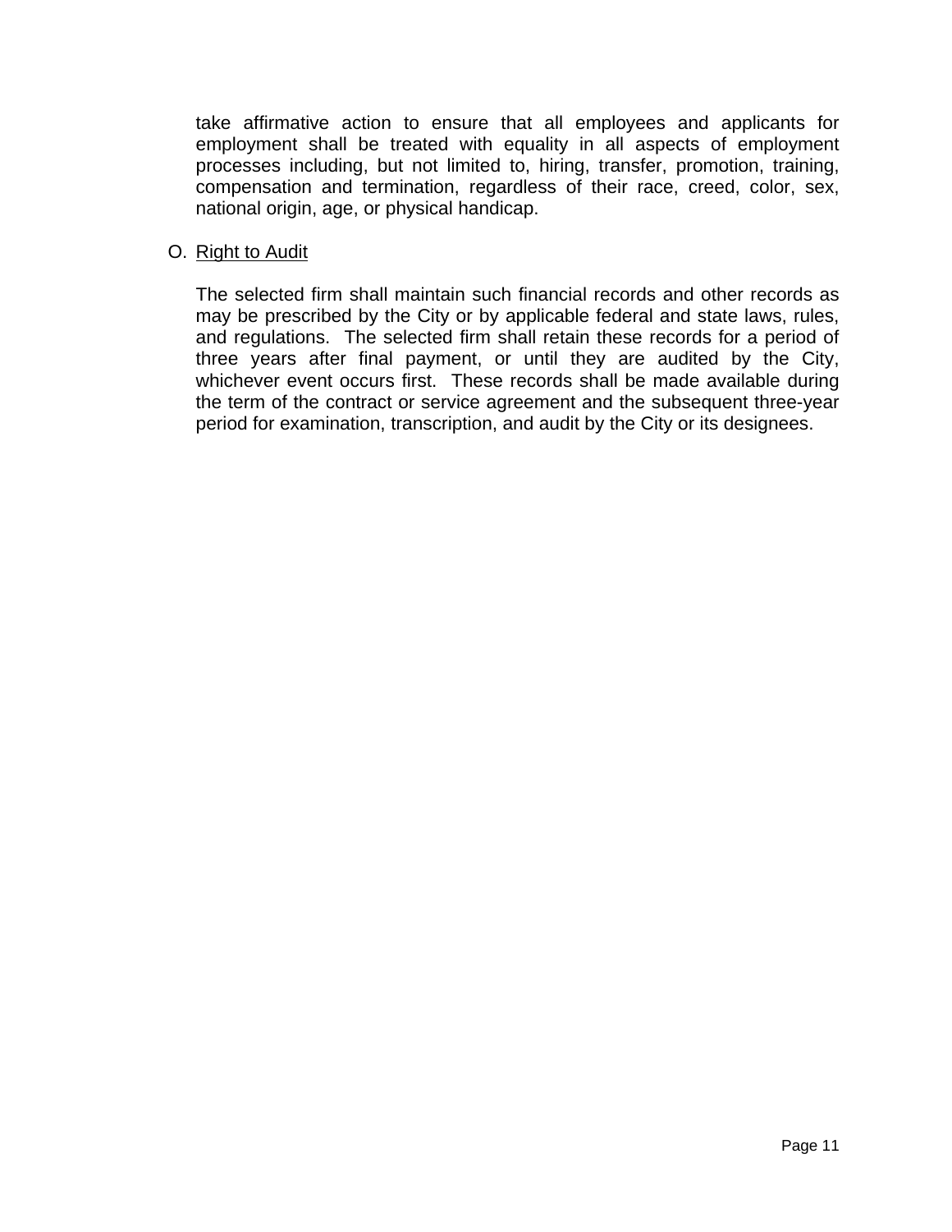take affirmative action to ensure that all employees and applicants for employment shall be treated with equality in all aspects of employment processes including, but not limited to, hiring, transfer, promotion, training, compensation and termination, regardless of their race, creed, color, sex, national origin, age, or physical handicap.

O. Right to Audit

The selected firm shall maintain such financial records and other records as may be prescribed by the City or by applicable federal and state laws, rules, and regulations. The selected firm shall retain these records for a period of three years after final payment, or until they are audited by the City, whichever event occurs first. These records shall be made available during the term of the contract or service agreement and the subsequent three-year period for examination, transcription, and audit by the City or its designees.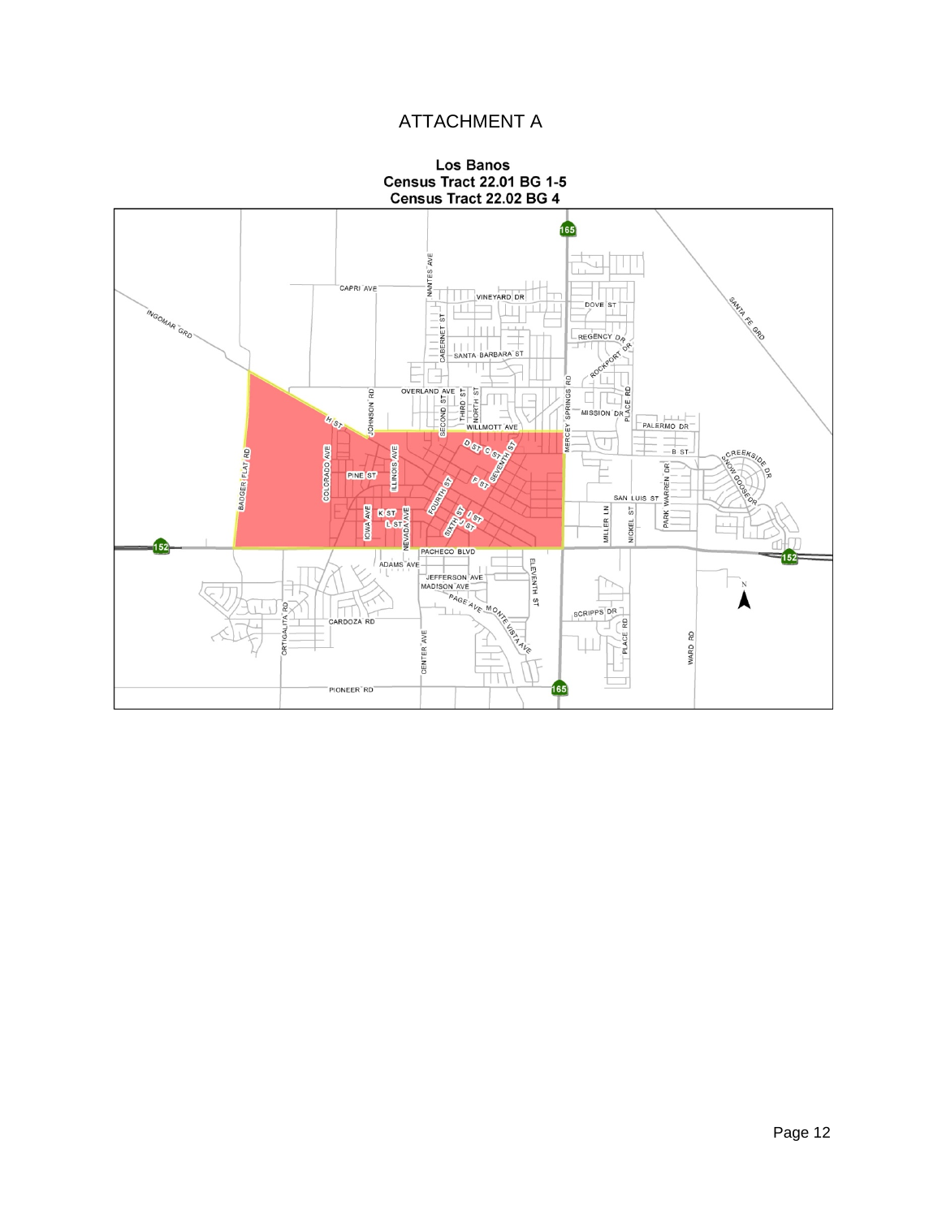# ATTACHMENT A

**Los Banos**
**Census Tract 22.01 BG 1-5**
**Census Tract 22.02 BG 4**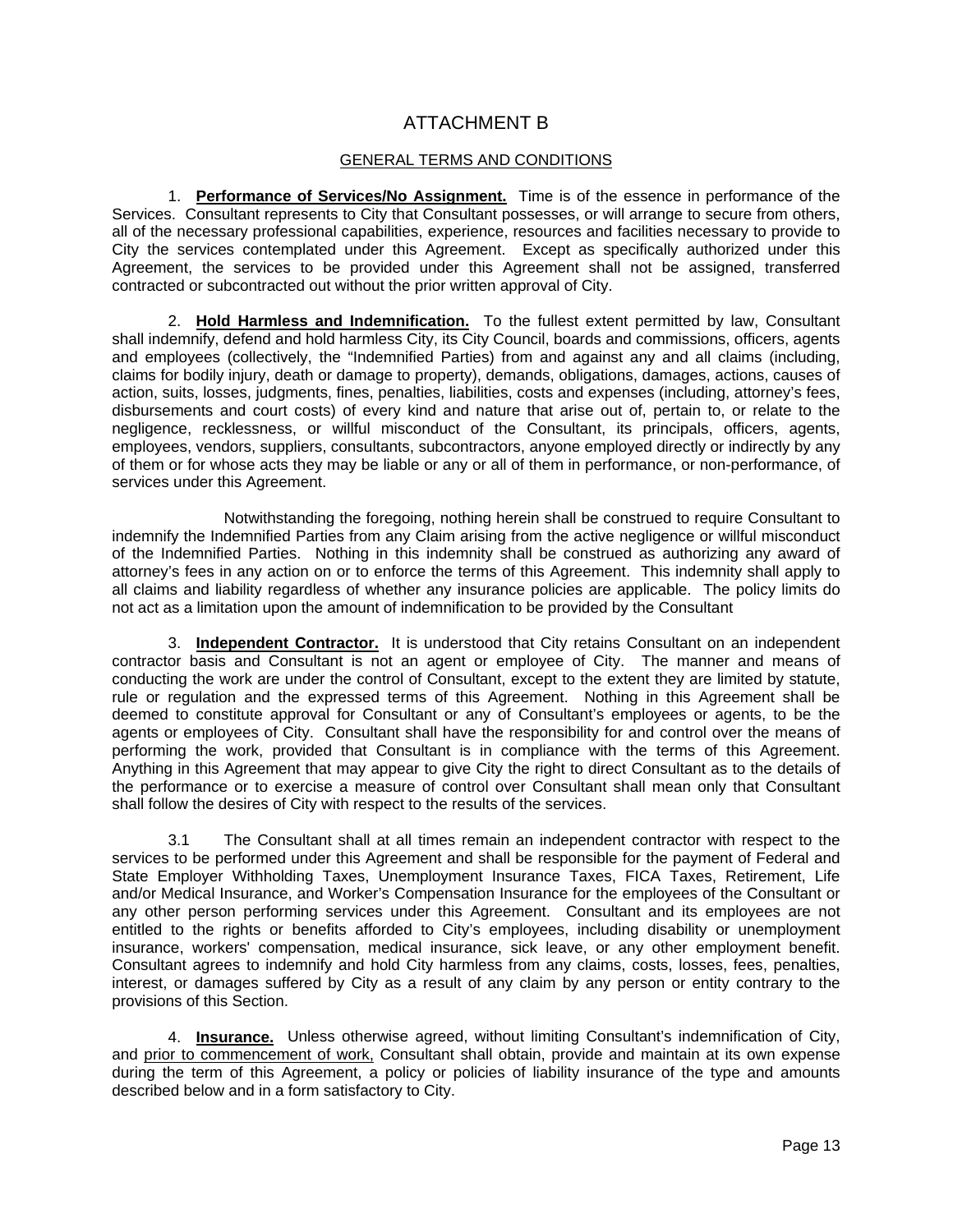# ATTACHMENT B

## GENERAL TERMS AND CONDITIONS

1. **Performance of Services/No Assignment.** Time is of the essence in performance of the Services. Consultant represents to City that Consultant possesses, or will arrange to secure from others, all of the necessary professional capabilities, experience, resources and facilities necessary to provide to City the services contemplated under this Agreement. Except as specifically authorized under this Agreement, the services to be provided under this Agreement shall not be assigned, transferred contracted or subcontracted out without the prior written approval of City.

2. **Hold Harmless and Indemnification.** To the fullest extent permitted by law, Consultant shall indemnify, defend and hold harmless City, its City Council, boards and commissions, officers, agents and employees (collectively, the "Indemnified Parties) from and against any and all claims (including, claims for bodily injury, death or damage to property), demands, obligations, damages, actions, causes of action, suits, losses, judgments, fines, penalties, liabilities, costs and expenses (including, attorney's fees, disbursements and court costs) of every kind and nature that arise out of, pertain to, or relate to the negligence, recklessness, or willful misconduct of the Consultant, its principals, officers, agents, employees, vendors, suppliers, consultants, subcontractors, anyone employed directly or indirectly by any of them or for whose acts they may be liable or any or all of them in performance, or non-performance, of services under this Agreement.

Notwithstanding the foregoing, nothing herein shall be construed to require Consultant to indemnify the Indemnified Parties from any Claim arising from the active negligence or willful misconduct of the Indemnified Parties. Nothing in this indemnity shall be construed as authorizing any award of attorney's fees in any action on or to enforce the terms of this Agreement. This indemnity shall apply to all claims and liability regardless of whether any insurance policies are applicable. The policy limits do not act as a limitation upon the amount of indemnification to be provided by the Consultant

3. **Independent Contractor.** It is understood that City retains Consultant on an independent contractor basis and Consultant is not an agent or employee of City. The manner and means of conducting the work are under the control of Consultant, except to the extent they are limited by statute, rule or regulation and the expressed terms of this Agreement. Nothing in this Agreement shall be deemed to constitute approval for Consultant or any of Consultant's employees or agents, to be the agents or employees of City. Consultant shall have the responsibility for and control over the means of performing the work, provided that Consultant is in compliance with the terms of this Agreement. Anything in this Agreement that may appear to give City the right to direct Consultant as to the details of the performance or to exercise a measure of control over Consultant shall mean only that Consultant shall follow the desires of City with respect to the results of the services.

3.1 The Consultant shall at all times remain an independent contractor with respect to the services to be performed under this Agreement and shall be responsible for the payment of Federal and State Employer Withholding Taxes, Unemployment Insurance Taxes, FICA Taxes, Retirement, Life and/or Medical Insurance, and Worker's Compensation Insurance for the employees of the Consultant or any other person performing services under this Agreement. Consultant and its employees are not entitled to the rights or benefits afforded to City's employees, including disability or unemployment insurance, workers' compensation, medical insurance, sick leave, or any other employment benefit. Consultant agrees to indemnify and hold City harmless from any claims, costs, losses, fees, penalties, interest, or damages suffered by City as a result of any claim by any person or entity contrary to the provisions of this Section.

4. **Insurance.** Unless otherwise agreed, without limiting Consultant's indemnification of City, and prior to commencement of work, Consultant shall obtain, provide and maintain at its own expense during the term of this Agreement, a policy or policies of liability insurance of the type and amounts described below and in a form satisfactory to City.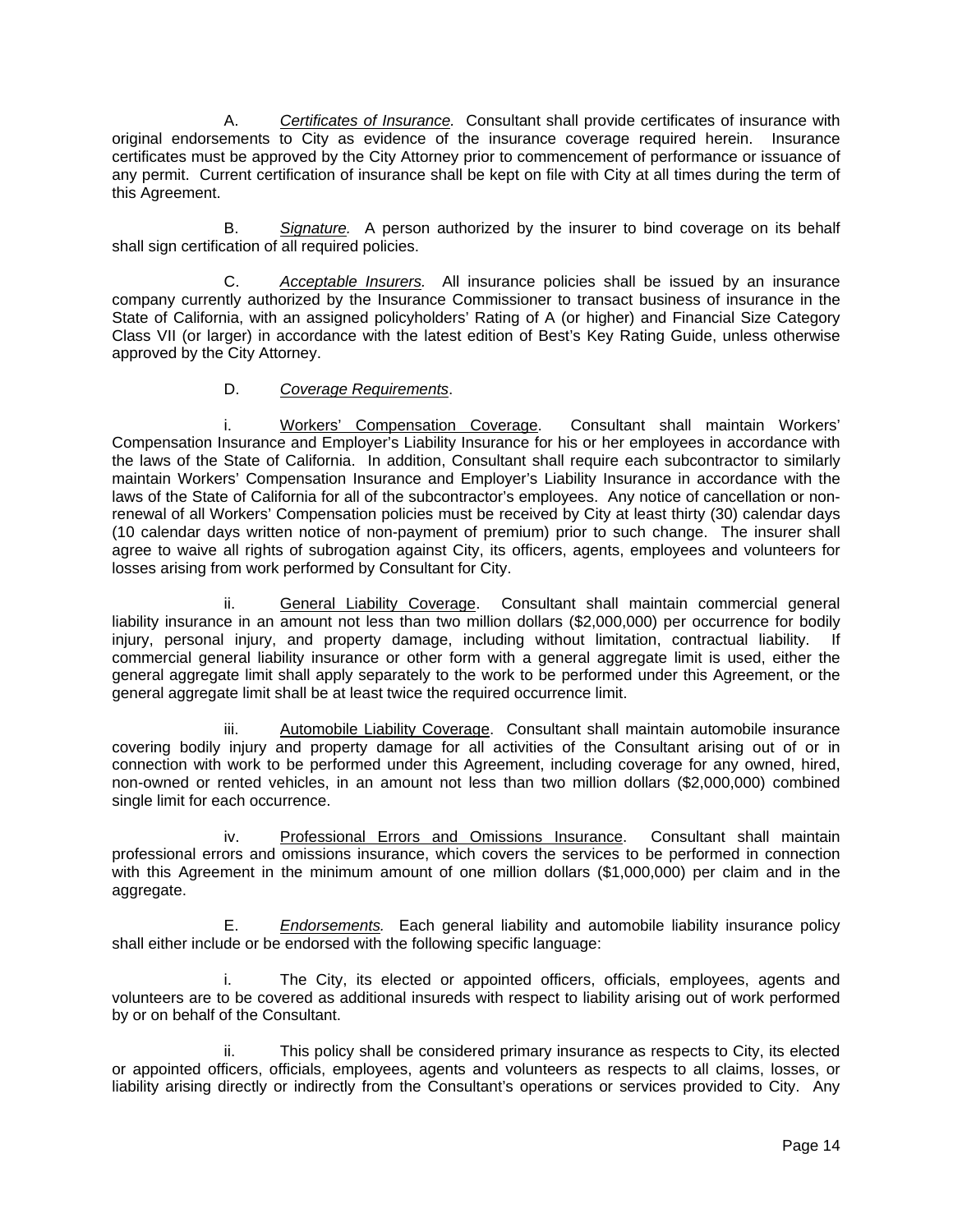A. *Certificates of Insurance.* Consultant shall provide certificates of insurance with original endorsements to City as evidence of the insurance coverage required herein. Insurance certificates must be approved by the City Attorney prior to commencement of performance or issuance of any permit. Current certification of insurance shall be kept on file with City at all times during the term of this Agreement.

B. *Signature.* A person authorized by the insurer to bind coverage on its behalf shall sign certification of all required policies.

C. *Acceptable Insurers.* All insurance policies shall be issued by an insurance company currently authorized by the Insurance Commissioner to transact business of insurance in the State of California, with an assigned policyholders' Rating of A (or higher) and Financial Size Category Class VII (or larger) in accordance with the latest edition of Best's Key Rating Guide, unless otherwise approved by the City Attorney.

D. *Coverage Requirements*.

i. Workers' Compensation Coverage. Consultant shall maintain Workers' Compensation Insurance and Employer's Liability Insurance for his or her employees in accordance with the laws of the State of California. In addition, Consultant shall require each subcontractor to similarly maintain Workers' Compensation Insurance and Employer's Liability Insurance in accordance with the laws of the State of California for all of the subcontractor's employees. Any notice of cancellation or non-renewal of all Workers' Compensation policies must be received by City at least thirty (30) calendar days (10 calendar days written notice of non-payment of premium) prior to such change. The insurer shall agree to waive all rights of subrogation against City, its officers, agents, employees and volunteers for losses arising from work performed by Consultant for City.

ii. General Liability Coverage. Consultant shall maintain commercial general liability insurance in an amount not less than two million dollars ($2,000,000) per occurrence for bodily injury, personal injury, and property damage, including without limitation, contractual liability. If commercial general liability insurance or other form with a general aggregate limit is used, either the general aggregate limit shall apply separately to the work to be performed under this Agreement, or the general aggregate limit shall be at least twice the required occurrence limit.

iii. Automobile Liability Coverage. Consultant shall maintain automobile insurance covering bodily injury and property damage for all activities of the Consultant arising out of or in connection with work to be performed under this Agreement, including coverage for any owned, hired, non-owned or rented vehicles, in an amount not less than two million dollars ($2,000,000) combined single limit for each occurrence.

iv. Professional Errors and Omissions Insurance. Consultant shall maintain professional errors and omissions insurance, which covers the services to be performed in connection with this Agreement in the minimum amount of one million dollars ($1,000,000) per claim and in the aggregate.

E. *Endorsements.* Each general liability and automobile liability insurance policy shall either include or be endorsed with the following specific language:

i. The City, its elected or appointed officers, officials, employees, agents and volunteers are to be covered as additional insureds with respect to liability arising out of work performed by or on behalf of the Consultant.

ii. This policy shall be considered primary insurance as respects to City, its elected or appointed officers, officials, employees, agents and volunteers as respects to all claims, losses, or liability arising directly or indirectly from the Consultant's operations or services provided to City. Any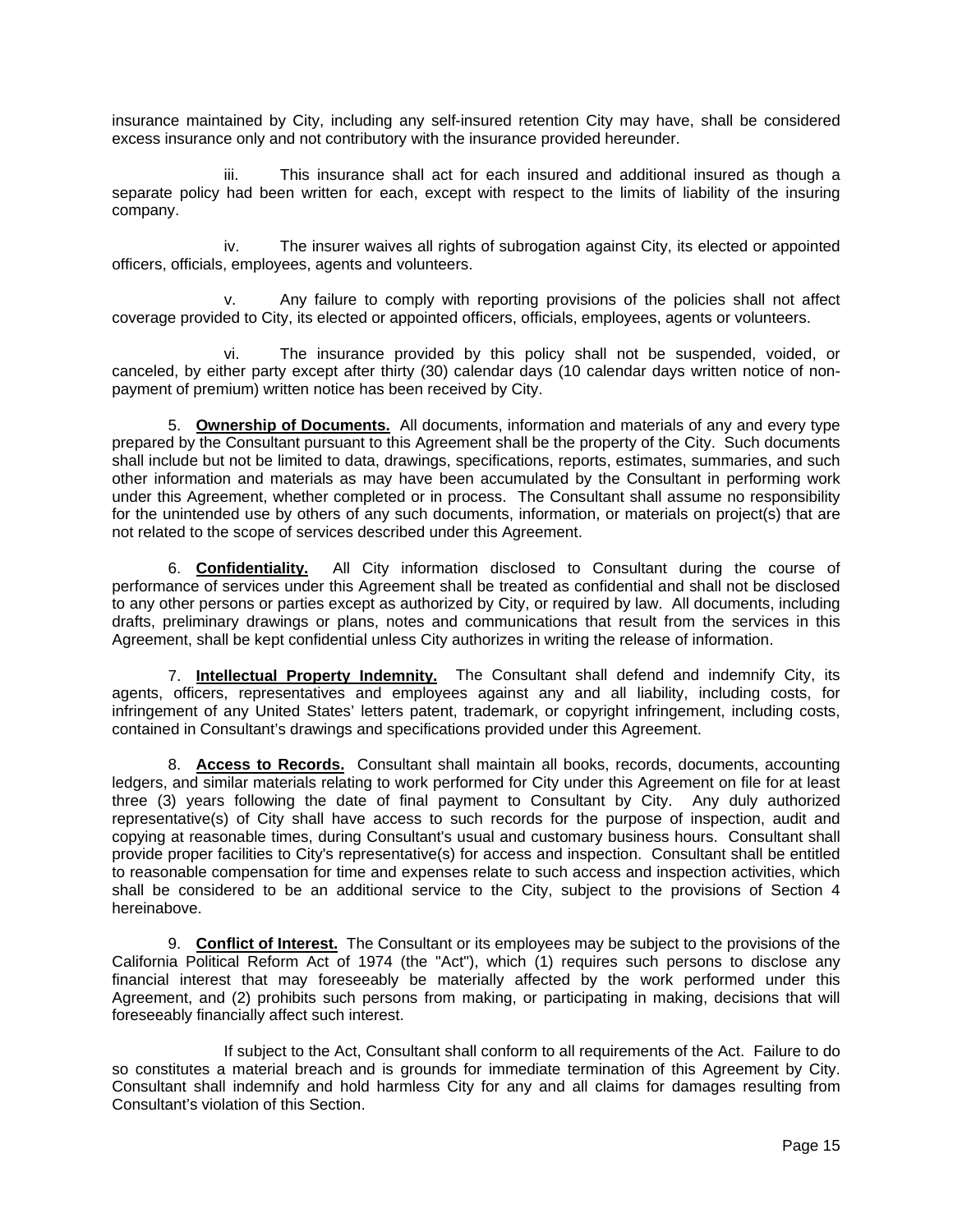insurance maintained by City, including any self-insured retention City may have, shall be considered excess insurance only and not contributory with the insurance provided hereunder.

iii. This insurance shall act for each insured and additional insured as though a separate policy had been written for each, except with respect to the limits of liability of the insuring company.

iv. The insurer waives all rights of subrogation against City, its elected or appointed officers, officials, employees, agents and volunteers.

v. Any failure to comply with reporting provisions of the policies shall not affect coverage provided to City, its elected or appointed officers, officials, employees, agents or volunteers.

vi. The insurance provided by this policy shall not be suspended, voided, or canceled, by either party except after thirty (30) calendar days (10 calendar days written notice of non-payment of premium) written notice has been received by City.

5. **Ownership of Documents.** All documents, information and materials of any and every type prepared by the Consultant pursuant to this Agreement shall be the property of the City. Such documents shall include but not be limited to data, drawings, specifications, reports, estimates, summaries, and such other information and materials as may have been accumulated by the Consultant in performing work under this Agreement, whether completed or in process. The Consultant shall assume no responsibility for the unintended use by others of any such documents, information, or materials on project(s) that are not related to the scope of services described under this Agreement.

6. **Confidentiality.** All City information disclosed to Consultant during the course of performance of services under this Agreement shall be treated as confidential and shall not be disclosed to any other persons or parties except as authorized by City, or required by law. All documents, including drafts, preliminary drawings or plans, notes and communications that result from the services in this Agreement, shall be kept confidential unless City authorizes in writing the release of information.

7. **Intellectual Property Indemnity.** The Consultant shall defend and indemnify City, its agents, officers, representatives and employees against any and all liability, including costs, for infringement of any United States' letters patent, trademark, or copyright infringement, including costs, contained in Consultant's drawings and specifications provided under this Agreement.

8. **Access to Records.** Consultant shall maintain all books, records, documents, accounting ledgers, and similar materials relating to work performed for City under this Agreement on file for at least three (3) years following the date of final payment to Consultant by City. Any duly authorized representative(s) of City shall have access to such records for the purpose of inspection, audit and copying at reasonable times, during Consultant's usual and customary business hours. Consultant shall provide proper facilities to City's representative(s) for access and inspection. Consultant shall be entitled to reasonable compensation for time and expenses relate to such access and inspection activities, which shall be considered to be an additional service to the City, subject to the provisions of Section 4 hereinabove.

9. **Conflict of Interest.** The Consultant or its employees may be subject to the provisions of the California Political Reform Act of 1974 (the "Act"), which (1) requires such persons to disclose any financial interest that may foreseeably be materially affected by the work performed under this Agreement, and (2) prohibits such persons from making, or participating in making, decisions that will foreseeably financially affect such interest.

If subject to the Act, Consultant shall conform to all requirements of the Act. Failure to do so constitutes a material breach and is grounds for immediate termination of this Agreement by City. Consultant shall indemnify and hold harmless City for any and all claims for damages resulting from Consultant's violation of this Section.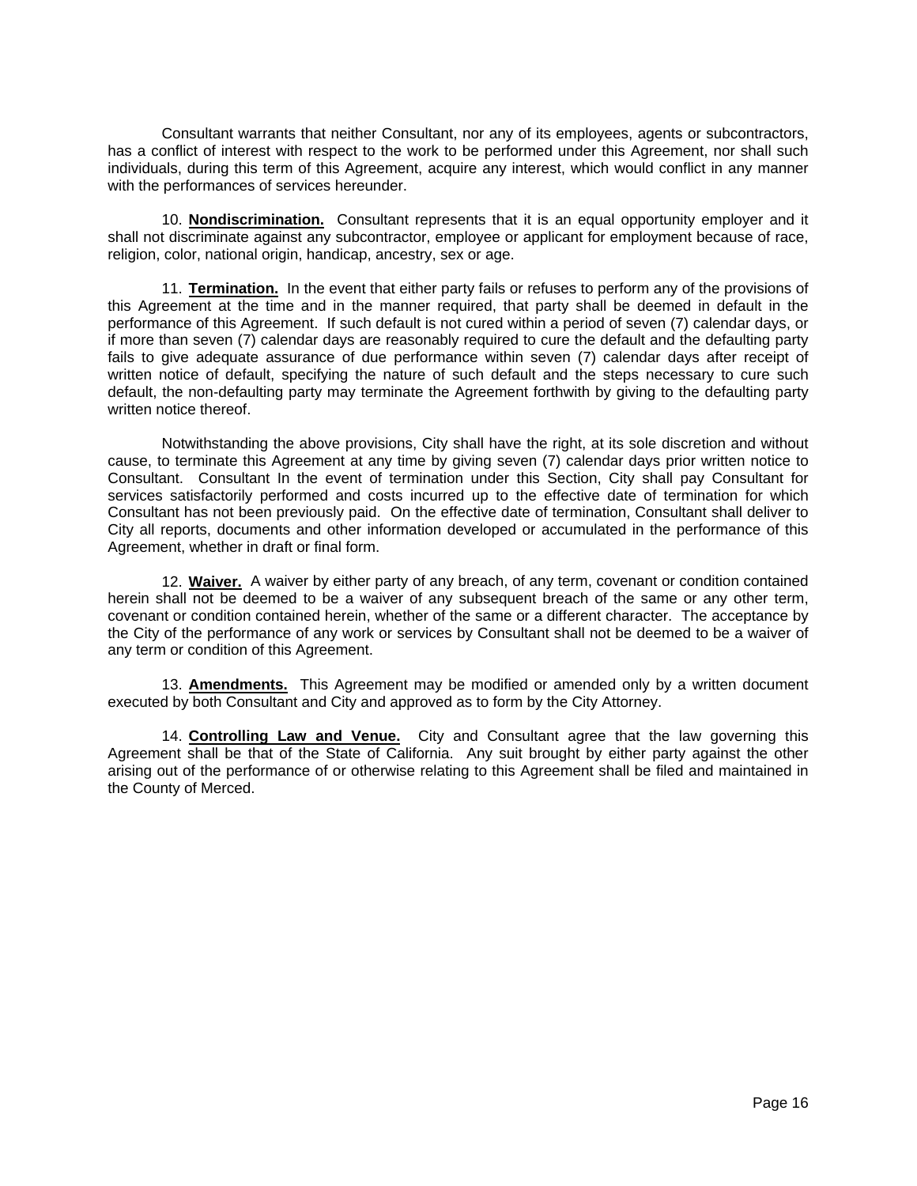Consultant warrants that neither Consultant, nor any of its employees, agents or subcontractors, has a conflict of interest with respect to the work to be performed under this Agreement, nor shall such individuals, during this term of this Agreement, acquire any interest, which would conflict in any manner with the performances of services hereunder.

10. **Nondiscrimination.** Consultant represents that it is an equal opportunity employer and it shall not discriminate against any subcontractor, employee or applicant for employment because of race, religion, color, national origin, handicap, ancestry, sex or age.

11. **Termination.** In the event that either party fails or refuses to perform any of the provisions of this Agreement at the time and in the manner required, that party shall be deemed in default in the performance of this Agreement. If such default is not cured within a period of seven (7) calendar days, or if more than seven (7) calendar days are reasonably required to cure the default and the defaulting party fails to give adequate assurance of due performance within seven (7) calendar days after receipt of written notice of default, specifying the nature of such default and the steps necessary to cure such default, the non-defaulting party may terminate the Agreement forthwith by giving to the defaulting party written notice thereof.

Notwithstanding the above provisions, City shall have the right, at its sole discretion and without cause, to terminate this Agreement at any time by giving seven (7) calendar days prior written notice to Consultant. Consultant In the event of termination under this Section, City shall pay Consultant for services satisfactorily performed and costs incurred up to the effective date of termination for which Consultant has not been previously paid. On the effective date of termination, Consultant shall deliver to City all reports, documents and other information developed or accumulated in the performance of this Agreement, whether in draft or final form.

12. **Waiver.** A waiver by either party of any breach, of any term, covenant or condition contained herein shall not be deemed to be a waiver of any subsequent breach of the same or any other term, covenant or condition contained herein, whether of the same or a different character. The acceptance by the City of the performance of any work or services by Consultant shall not be deemed to be a waiver of any term or condition of this Agreement.

13. **Amendments.** This Agreement may be modified or amended only by a written document executed by both Consultant and City and approved as to form by the City Attorney.

14. **Controlling Law and Venue.** City and Consultant agree that the law governing this Agreement shall be that of the State of California. Any suit brought by either party against the other arising out of the performance of or otherwise relating to this Agreement shall be filed and maintained in the County of Merced.